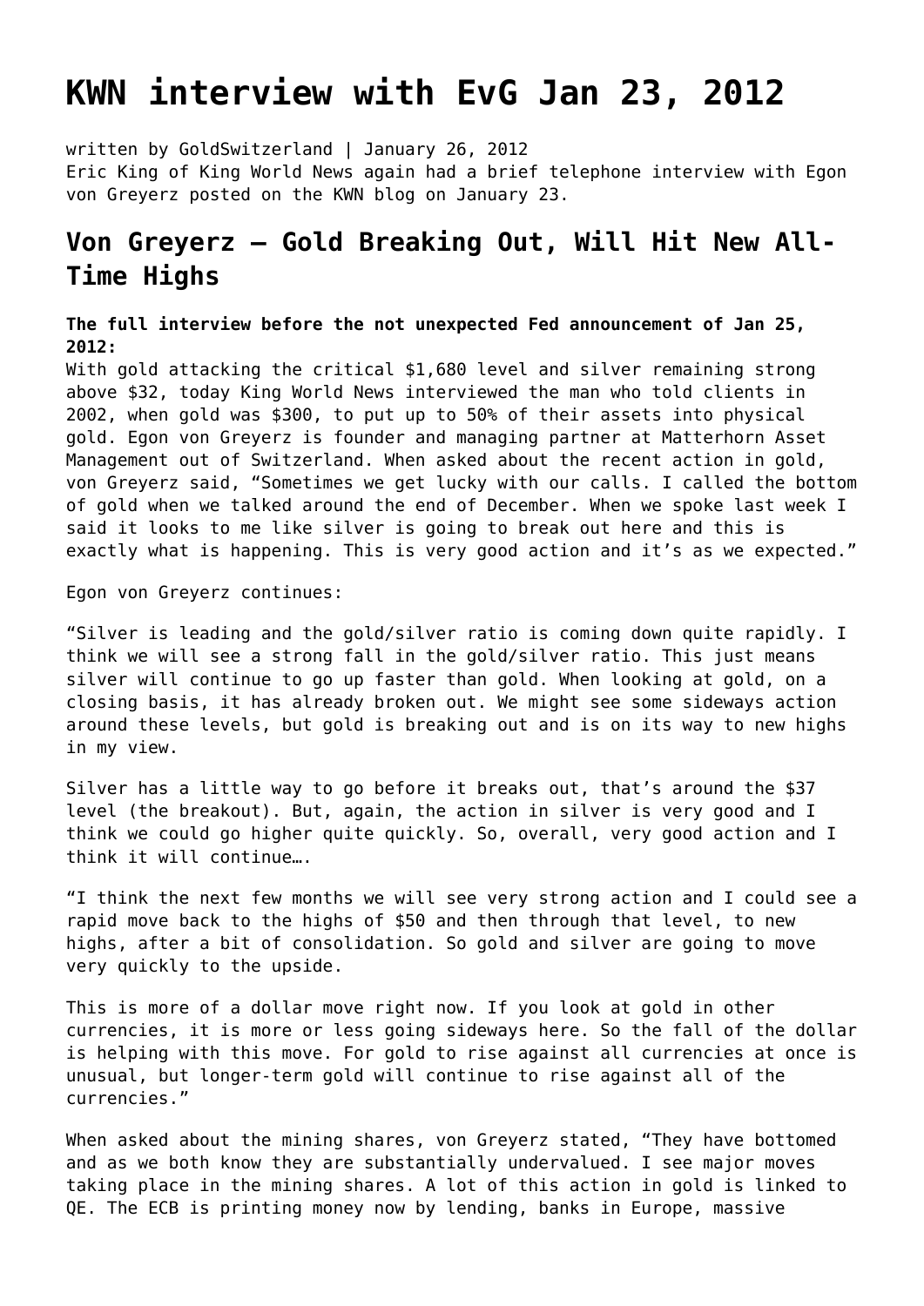# KWN interview with EvG Jan 23, 2012

written by GoldSwitzerland | January 26, 2012

Eric King of King World News again had a brief telephone interview with Egon von Greyerz posted on the KWN blog on January 23.

## Von Greyerz – Gold Breaking Out, Will Hit New All-Time Highs

**The full interview before the not unexpected Fed announcement of Jan 25, 2012:**

With gold attacking the critical $1,680 level and silver remaining strong above $32, today King World News interviewed the man who told clients in 2002, when gold was $300, to put up to 50% of their assets into physical gold. Egon von Greyerz is founder and managing partner at Matterhorn Asset Management out of Switzerland. When asked about the recent action in gold, von Greyerz said, "Sometimes we get lucky with our calls. I called the bottom of gold when we talked around the end of December. When we spoke last week I said it looks to me like silver is going to break out here and this is exactly what is happening. This is very good action and it's as we expected."

Egon von Greyerz continues:

"Silver is leading and the gold/silver ratio is coming down quite rapidly. I think we will see a strong fall in the gold/silver ratio. This just means silver will continue to go up faster than gold. When looking at gold, on a closing basis, it has already broken out. We might see some sideways action around these levels, but gold is breaking out and is on its way to new highs in my view.

Silver has a little way to go before it breaks out, that's around the $37 level (the breakout). But, again, the action in silver is very good and I think we could go higher quite quickly. So, overall, very good action and I think it will continue….

"I think the next few months we will see very strong action and I could see a rapid move back to the highs of $50 and then through that level, to new highs, after a bit of consolidation. So gold and silver are going to move very quickly to the upside.

This is more of a dollar move right now. If you look at gold in other currencies, it is more or less going sideways here. So the fall of the dollar is helping with this move. For gold to rise against all currencies at once is unusual, but longer-term gold will continue to rise against all of the currencies."

When asked about the mining shares, von Greyerz stated, "They have bottomed and as we both know they are substantially undervalued. I see major moves taking place in the mining shares. A lot of this action in gold is linked to QE. The ECB is printing money now by lending, banks in Europe, massive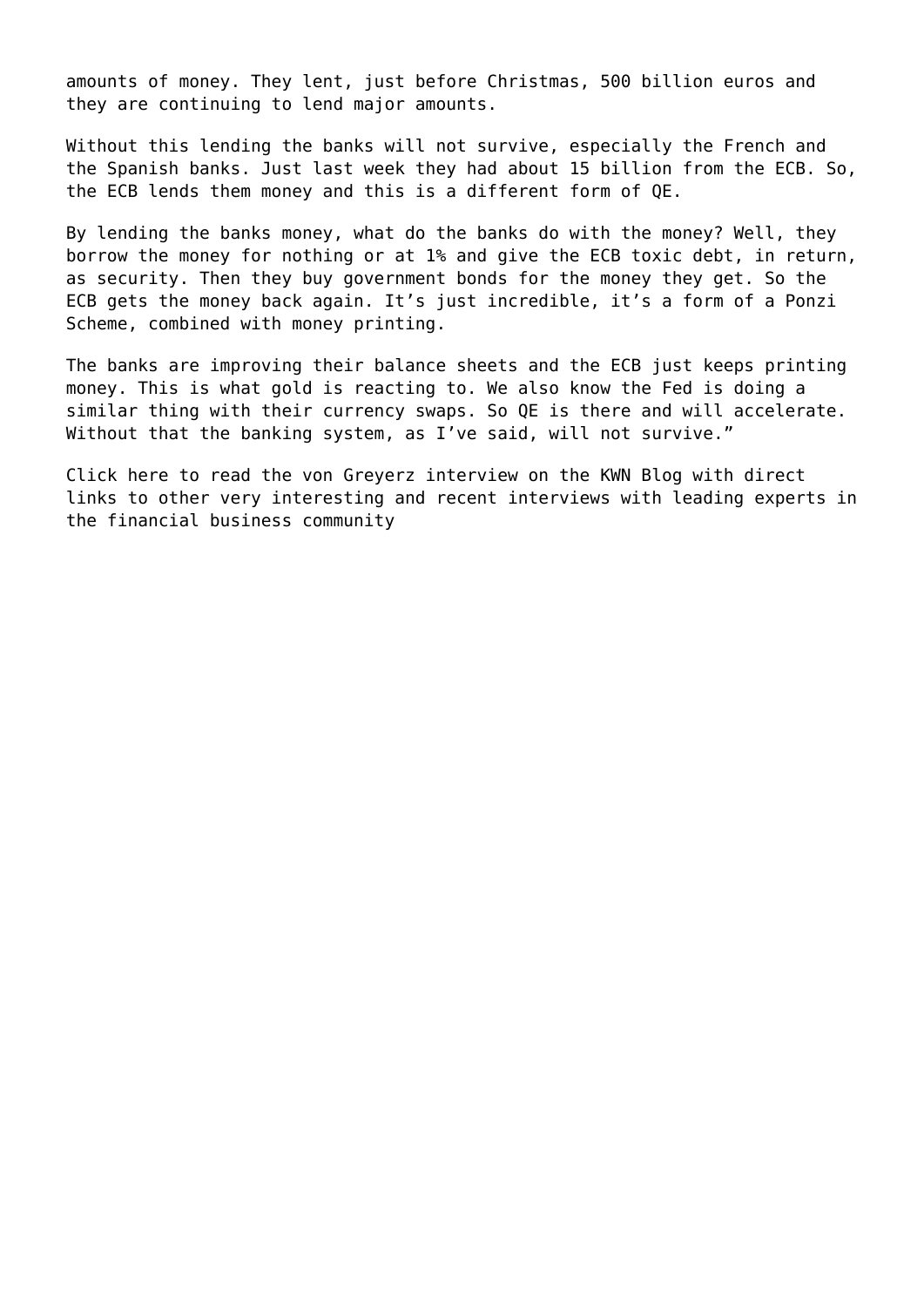amounts of money. They lent, just before Christmas, 500 billion euros and they are continuing to lend major amounts.

Without this lending the banks will not survive, especially the French and the Spanish banks. Just last week they had about 15 billion from the ECB. So, the ECB lends them money and this is a different form of QE.

By lending the banks money, what do the banks do with the money? Well, they borrow the money for nothing or at 1% and give the ECB toxic debt, in return, as security. Then they buy government bonds for the money they get. So the ECB gets the money back again. It's just incredible, it's a form of a Ponzi Scheme, combined with money printing.

The banks are improving their balance sheets and the ECB just keeps printing money. This is what gold is reacting to. We also know the Fed is doing a similar thing with their currency swaps. So QE is there and will accelerate. Without that the banking system, as I've said, will not survive."

Click here to read the von Greyerz interview on the KWN Blog with direct links to other very interesting and recent interviews with leading experts in the financial business community